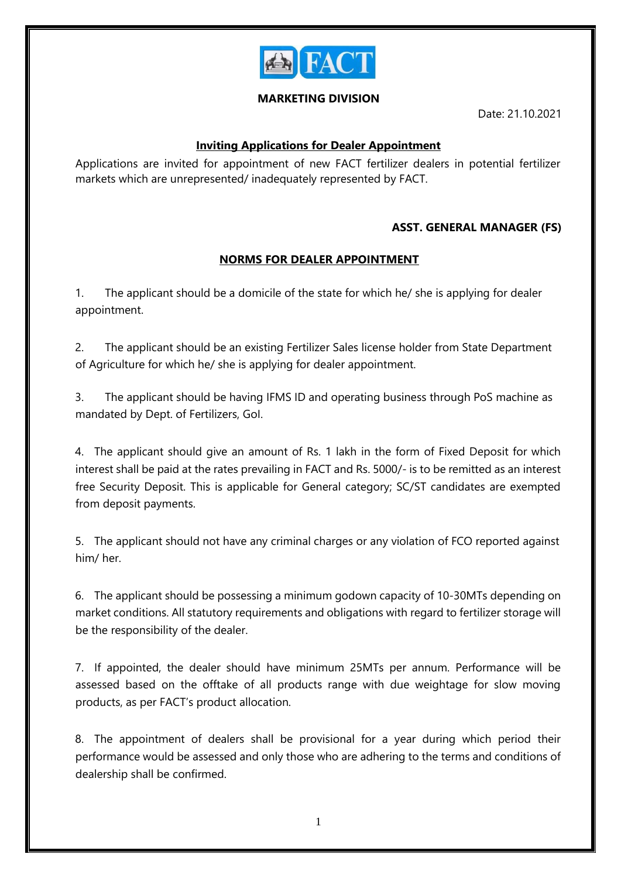**FACT**

**MARKETING DIVISION**

Date: 21.10.2021

## Inviting Applications for Dealer Appointment

Applications are invited for appointment of new FACT fertilizer dealers in potential fertilizer markets which are unrepresented/ inadequately represented by FACT.

**ASST. GENERAL MANAGER (FS)**

## NORMS FOR DEALER APPOINTMENT

1. The applicant should be a domicile of the state for which he/ she is applying for dealer appointment.

2. The applicant should be an existing Fertilizer Sales license holder from State Department of Agriculture for which he/ she is applying for dealer appointment.

3. The applicant should be having IFMS ID and operating business through PoS machine as mandated by Dept. of Fertilizers, GoI.

4. The applicant should give an amount of Rs. 1 lakh in the form of Fixed Deposit for which interest shall be paid at the rates prevailing in FACT and Rs. 5000/- is to be remitted as an interest free Security Deposit. This is applicable for General category; SC/ST candidates are exempted from deposit payments.

5. The applicant should not have any criminal charges or any violation of FCO reported against him/ her.

6. The applicant should be possessing a minimum godown capacity of 10-30MTs depending on market conditions. All statutory requirements and obligations with regard to fertilizer storage will be the responsibility of the dealer.

7. If appointed, the dealer should have minimum 25MTs per annum. Performance will be assessed based on the offtake of all products range with due weightage for slow moving products, as per FACT's product allocation.

8. The appointment of dealers shall be provisional for a year during which period their performance would be assessed and only those who are adhering to the terms and conditions of dealership shall be confirmed.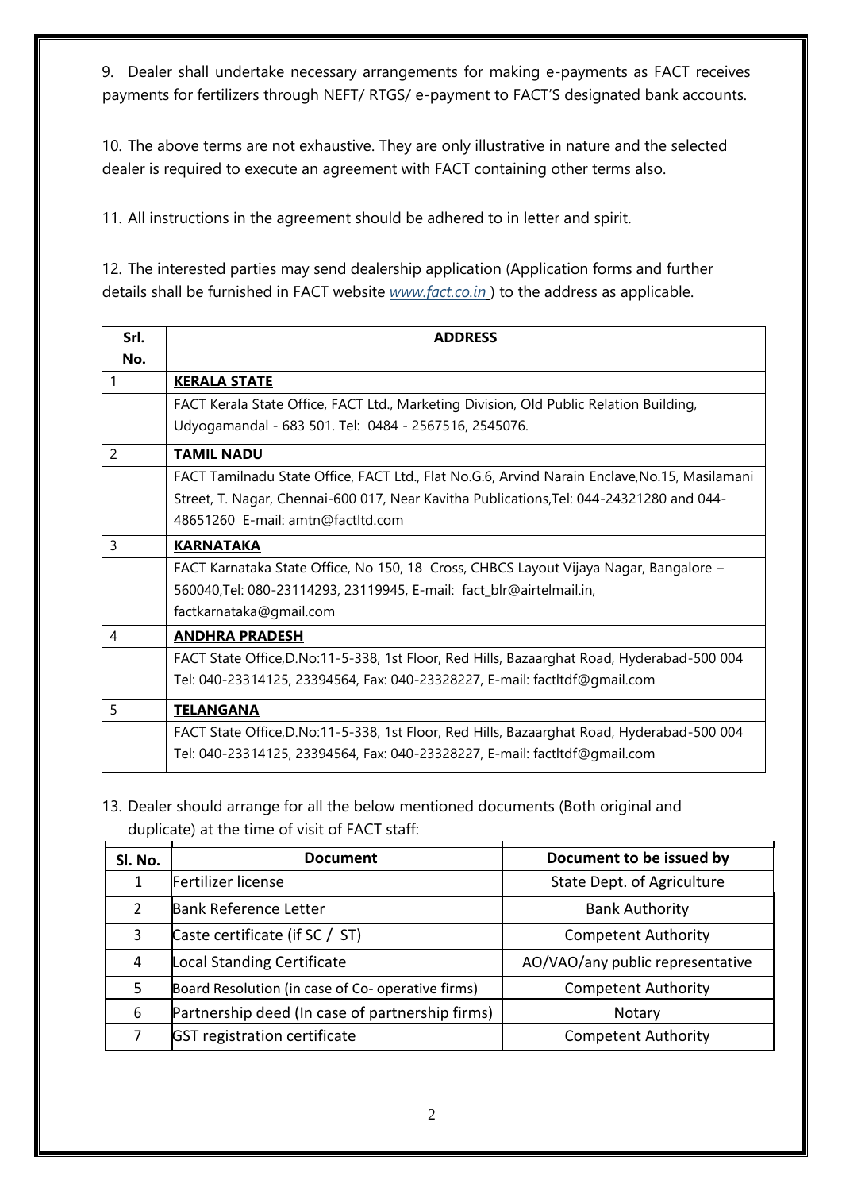9. Dealer shall undertake necessary arrangements for making e-payments as FACT receives payments for fertilizers through NEFT/ RTGS/ e-payment to FACT'S designated bank accounts.

10. The above terms are not exhaustive. They are only illustrative in nature and the selected dealer is required to execute an agreement with FACT containing other terms also.

11. All instructions in the agreement should be adhered to in letter and spirit.

12. The interested parties may send dealership application (Application forms and further details shall be furnished in FACT website *www.fact.co.in* ) to the address as applicable.

| Srl. No. | ADDRESS |
|---|---|
| 1 | **KERALA STATE** |
| | FACT Kerala State Office, FACT Ltd., Marketing Division, Old Public Relation Building, Udyogamandal - 683 501. Tel: 0484 - 2567516, 2545076. |
| 2 | **TAMIL NADU** |
| | FACT Tamilnadu State Office, FACT Ltd., Flat No.G.6, Arvind Narain Enclave,No.15, Masilamani Street, T. Nagar, Chennai-600 017, Near Kavitha Publications,Tel: 044-24321280 and 044-48651260 E-mail: amtn@factltd.com |
| 3 | **KARNATAKA** |
| | FACT Karnataka State Office, No 150, 18 Cross, CHBCS Layout Vijaya Nagar, Bangalore – 560040,Tel: 080-23114293, 23119945, E-mail: fact_blr@airtelmail.in, factkarnataka@gmail.com |
| 4 | **ANDHRA PRADESH** |
| | FACT State Office,D.No:11-5-338, 1st Floor, Red Hills, Bazaarghat Road, Hyderabad-500 004 Tel: 040-23314125, 23394564, Fax: 040-23328227, E-mail: factltdf@gmail.com |
| 5 | **TELANGANA** |
| | FACT State Office,D.No:11-5-338, 1st Floor, Red Hills, Bazaarghat Road, Hyderabad-500 004 Tel: 040-23314125, 23394564, Fax: 040-23328227, E-mail: factltdf@gmail.com |

13. Dealer should arrange for all the below mentioned documents (Both original and duplicate) at the time of visit of FACT staff:

| Sl. No. | Document | Document to be issued by |
|---|---|---|
| 1 | Fertilizer license | State Dept. of Agriculture |
| 2 | Bank Reference Letter | Bank Authority |
| 3 | Caste certificate (if SC / ST) | Competent Authority |
| 4 | Local Standing Certificate | AO/VAO/any public representative |
| 5 | Board Resolution (in case of Co- operative firms) | Competent Authority |
| 6 | Partnership deed (In case of partnership firms) | Notary |
| 7 | GST registration certificate | Competent Authority |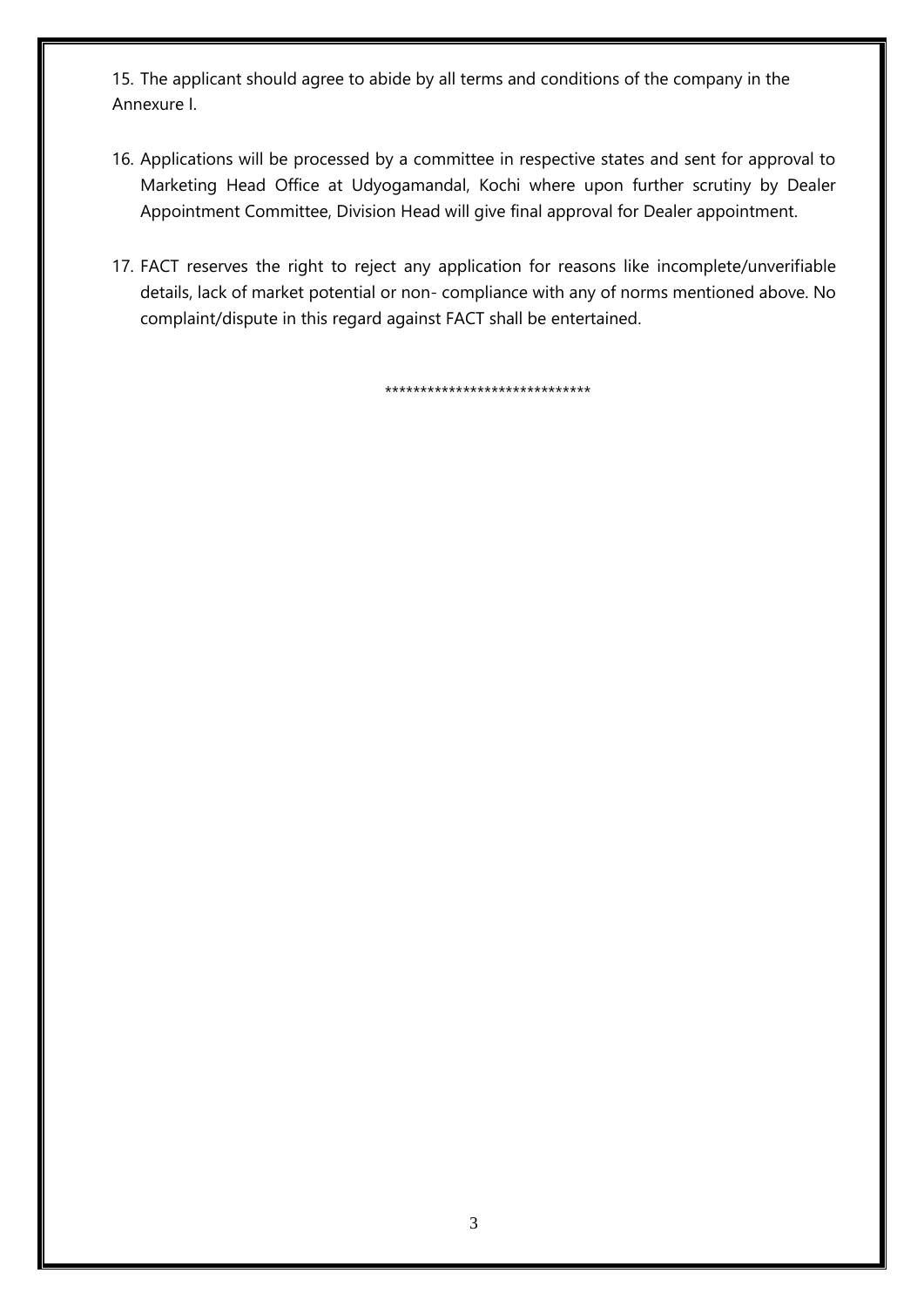15. The applicant should agree to abide by all terms and conditions of the company in the Annexure I.

16. Applications will be processed by a committee in respective states and sent for approval to Marketing Head Office at Udyogamandal, Kochi where upon further scrutiny by Dealer Appointment Committee, Division Head will give final approval for Dealer appointment.

17. FACT reserves the right to reject any application for reasons like incomplete/unverifiable details, lack of market potential or non- compliance with any of norms mentioned above. No complaint/dispute in this regard against FACT shall be entertained.

*****************************